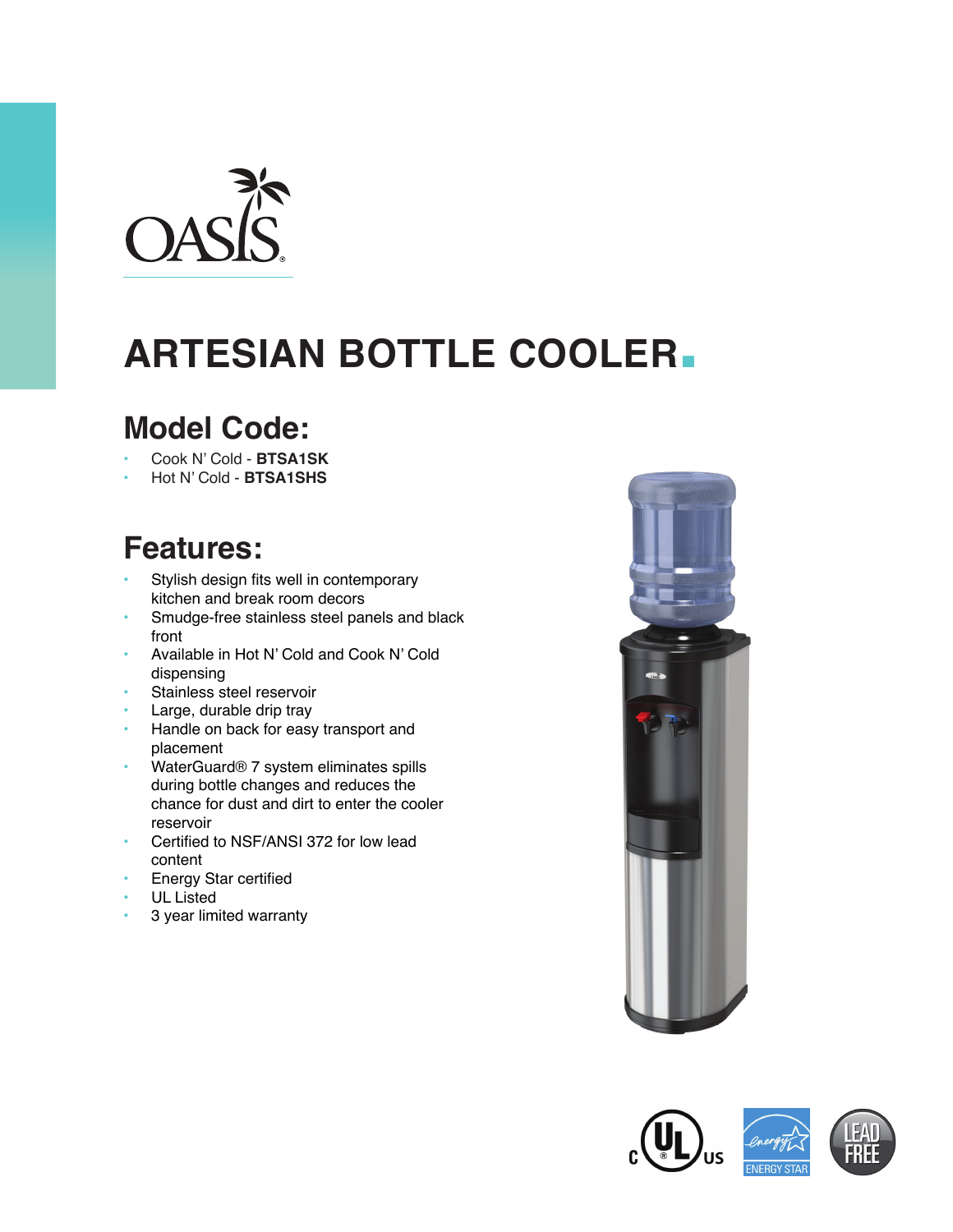OASIS®

# ARTESIAN BOTTLE COOLER

## Model Code:

- Cook N' Cold - **BTSA1SK**
- Hot N' Cold - **BTSA1SHS**

## Features:

- Stylish design fits well in contemporary kitchen and break room decors
- Smudge-free stainless steel panels and black front
- Available in Hot N' Cold and Cook N' Cold dispensing
- Stainless steel reservoir
- Large, durable drip tray
- Handle on back for easy transport and placement
- WaterGuard® 7 system eliminates spills during bottle changes and reduces the chance for dust and dirt to enter the cooler reservoir
- Certified to NSF/ANSI 372 for low lead content
- Energy Star certified
- UL Listed
- 3 year limited warranty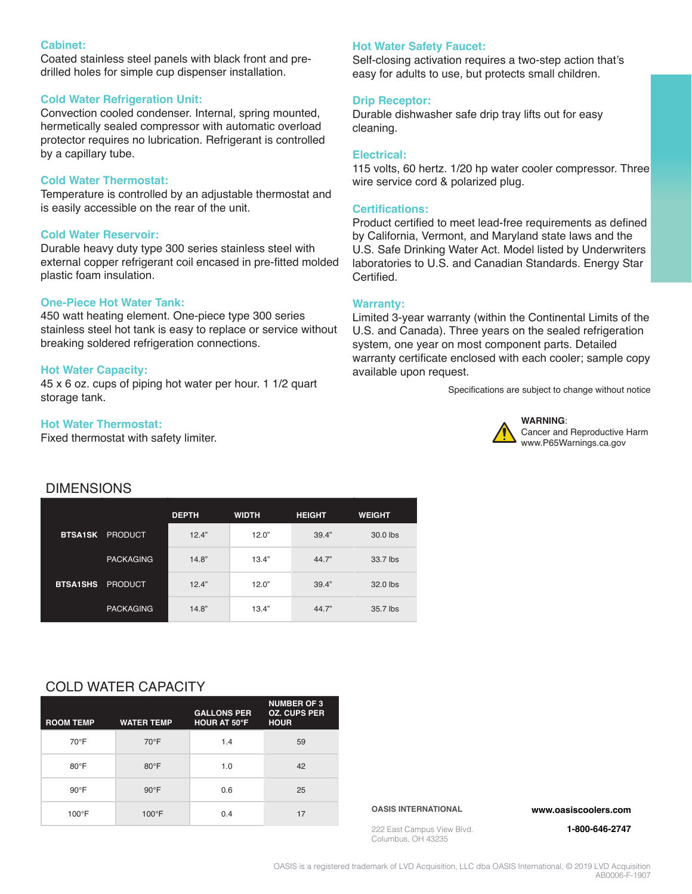### Cabinet:

Coated stainless steel panels with black front and pre-drilled holes for simple cup dispenser installation.

### Cold Water Refrigeration Unit:

Convection cooled condenser. Internal, spring mounted, hermetically sealed compressor with automatic overload protector requires no lubrication. Refrigerant is controlled by a capillary tube.

### Cold Water Thermostat:

Temperature is controlled by an adjustable thermostat and is easily accessible on the rear of the unit.

### Cold Water Reservoir:

Durable heavy duty type 300 series stainless steel with external copper refrigerant coil encased in pre-fitted molded plastic foam insulation.

### One-Piece Hot Water Tank:

450 watt heating element. One-piece type 300 series stainless steel hot tank is easy to replace or service without breaking soldered refrigeration connections.

### Hot Water Capacity:

45 x 6 oz. cups of piping hot water per hour. 1 1/2 quart storage tank.

### Hot Water Thermostat:

Fixed thermostat with safety limiter.

### Hot Water Safety Faucet:

Self-closing activation requires a two-step action that's easy for adults to use, but protects small children.

### Drip Receptor:

Durable dishwasher safe drip tray lifts out for easy cleaning.

### Electrical:

115 volts, 60 hertz. 1/20 hp water cooler compressor. Three wire service cord & polarized plug.

### Certifications:

Product certified to meet lead-free requirements as defined by California, Vermont, and Maryland state laws and the U.S. Safe Drinking Water Act. Model listed by Underwriters laboratories to U.S. and Canadian Standards. Energy Star Certified.

### Warranty:

Limited 3-year warranty (within the Continental Limits of the U.S. and Canada). Three years on the sealed refrigeration system, one year on most component parts. Detailed warranty certificate enclosed with each cooler; sample copy available upon request.

Specifications are subject to change without notice

**WARNING**:
Cancer and Reproductive Harm
www.P65Warnings.ca.gov

## DIMENSIONS

| | | DEPTH | WIDTH | HEIGHT | WEIGHT |
|---|---|---|---|---|---|
| **BTSA1SK** | PRODUCT | 12.4" | 12.0" | 39.4" | 30.0 lbs |
| | PACKAGING | 14.8" | 13.4" | 44.7" | 33.7 lbs |
| **BTSA1SHS** | PRODUCT | 12.4" | 12.0" | 39.4" | 32.0 lbs |
| | PACKAGING | 14.8" | 13.4" | 44.7" | 35.7 lbs |

## COLD WATER CAPACITY

| ROOM TEMP | WATER TEMP | GALLONS PER HOUR AT 50°F | NUMBER OF 3 OZ. CUPS PER HOUR |
|---|---|---|---|
| 70°F | 70°F | 1.4 | 59 |
| 80°F | 80°F | 1.0 | 42 |
| 90°F | 90°F | 0.6 | 25 |
| 100°F | 100°F | 0.4 | 17 |

**OASIS INTERNATIONAL**

222 East Campus View Blvd.
Columbus, OH 43235

**www.oasiscoolers.com**

**1-800-646-2747**

OASIS is a registered trademark of LVD Acquisition, LLC dba OASIS International, © 2019 LVD Acquisition
AB0006-F-1907